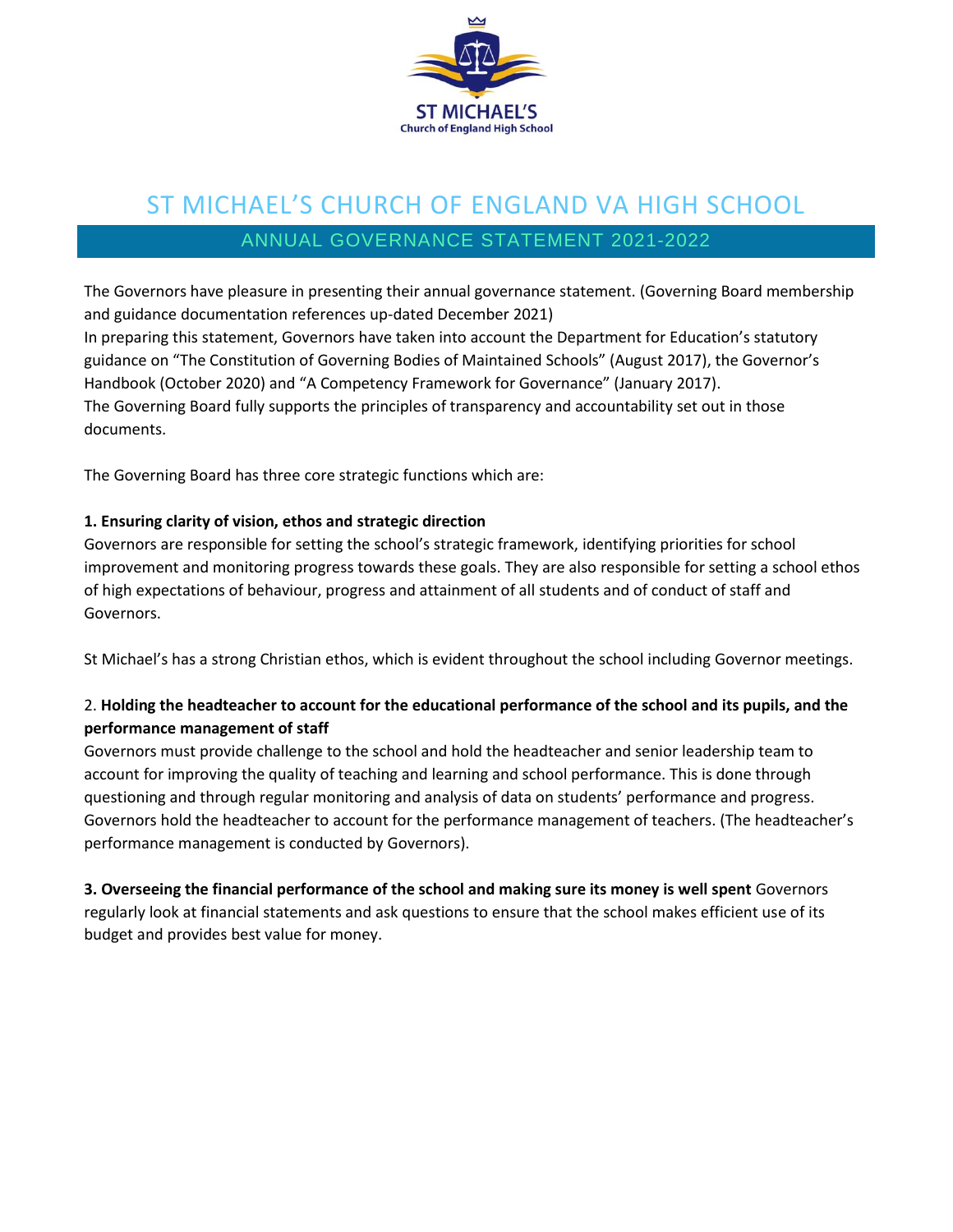# ST MICHAEL'S CHURCH OF ENGLAND VA HIGH SCHOOL

## ANNUAL GOVERNANCE STATEMENT 2021-2022

The Governors have pleasure in presenting their annual governance statement. (Governing Board membership and guidance documentation references up-dated December 2021)
In preparing this statement, Governors have taken into account the Department for Education's statutory guidance on "The Constitution of Governing Bodies of Maintained Schools" (August 2017), the Governor's Handbook (October 2020) and "A Competency Framework for Governance" (January 2017).
The Governing Board fully supports the principles of transparency and accountability set out in those documents.

The Governing Board has three core strategic functions which are:

**1. Ensuring clarity of vision, ethos and strategic direction**
Governors are responsible for setting the school's strategic framework, identifying priorities for school improvement and monitoring progress towards these goals. They are also responsible for setting a school ethos of high expectations of behaviour, progress and attainment of all students and of conduct of staff and Governors.

St Michael's has a strong Christian ethos, which is evident throughout the school including Governor meetings.

2. **Holding the headteacher to account for the educational performance of the school and its pupils, and the performance management of staff**
Governors must provide challenge to the school and hold the headteacher and senior leadership team to account for improving the quality of teaching and learning and school performance. This is done through questioning and through regular monitoring and analysis of data on students' performance and progress. Governors hold the headteacher to account for the performance management of teachers. (The headteacher's performance management is conducted by Governors).

**3. Overseeing the financial performance of the school and making sure its money is well spent** Governors regularly look at financial statements and ask questions to ensure that the school makes efficient use of its budget and provides best value for money.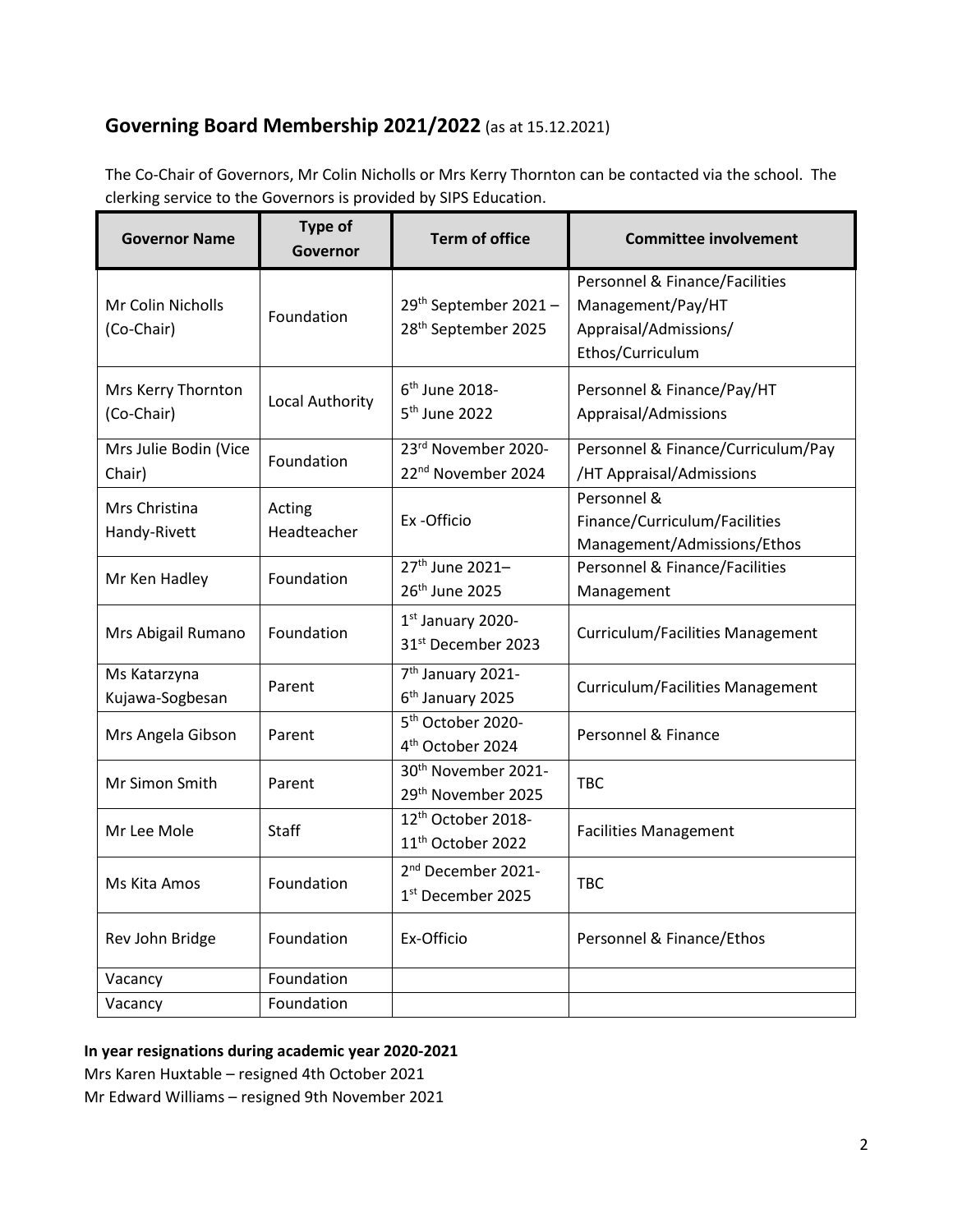## **Governing Board Membership 2021/2022** (as at 15.12.2021)

The Co-Chair of Governors, Mr Colin Nicholls or Mrs Kerry Thornton can be contacted via the school. The clerking service to the Governors is provided by SIPS Education.

| Governor Name | Type of Governor | Term of office | Committee involvement |
|---|---|---|---|
| Mr Colin Nicholls (Co-Chair) | Foundation | 29th September 2021 – 28th September 2025 | Personnel & Finance/Facilities Management/Pay/HT Appraisal/Admissions/ Ethos/Curriculum |
| Mrs Kerry Thornton (Co-Chair) | Local Authority | 6th June 2018- 5th June 2022 | Personnel & Finance/Pay/HT Appraisal/Admissions |
| Mrs Julie Bodin (Vice Chair) | Foundation | 23rd November 2020- 22nd November 2024 | Personnel & Finance/Curriculum/Pay /HT Appraisal/Admissions |
| Mrs Christina Handy-Rivett | Acting Headteacher | Ex -Officio | Personnel & Finance/Curriculum/Facilities Management/Admissions/Ethos |
| Mr Ken Hadley | Foundation | 27th June 2021– 26th June 2025 | Personnel & Finance/Facilities Management |
| Mrs Abigail Rumano | Foundation | 1st January 2020- 31st December 2023 | Curriculum/Facilities Management |
| Ms Katarzyna Kujawa-Sogbesan | Parent | 7th January 2021- 6th January 2025 | Curriculum/Facilities Management |
| Mrs Angela Gibson | Parent | 5th October 2020- 4th October 2024 | Personnel & Finance |
| Mr Simon Smith | Parent | 30th November 2021- 29th November 2025 | TBC |
| Mr Lee Mole | Staff | 12th October 2018- 11th October 2022 | Facilities Management |
| Ms Kita Amos | Foundation | 2nd December 2021- 1st December 2025 | TBC |
| Rev John Bridge | Foundation | Ex-Officio | Personnel & Finance/Ethos |
| Vacancy | Foundation | | |
| Vacancy | Foundation | | |

**In year resignations during academic year 2020-2021**

Mrs Karen Huxtable – resigned 4th October 2021
Mr Edward Williams – resigned 9th November 2021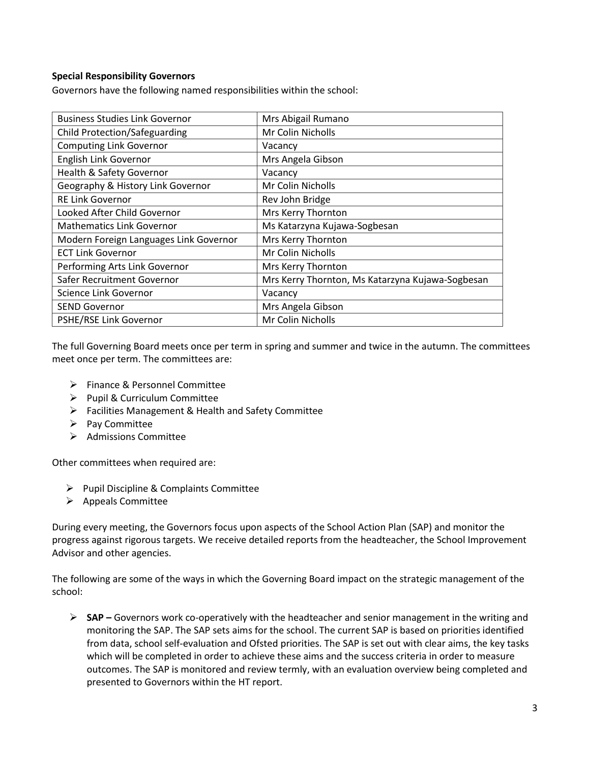**Special Responsibility Governors**

Governors have the following named responsibilities within the school:

| | |
|---|---|
| Business Studies Link Governor | Mrs Abigail Rumano |
| Child Protection/Safeguarding | Mr Colin Nicholls |
| Computing Link Governor | Vacancy |
| English Link Governor | Mrs Angela Gibson |
| Health & Safety Governor | Vacancy |
| Geography & History Link Governor | Mr Colin Nicholls |
| RE Link Governor | Rev John Bridge |
| Looked After Child Governor | Mrs Kerry Thornton |
| Mathematics Link Governor | Ms Katarzyna Kujawa-Sogbesan |
| Modern Foreign Languages Link Governor | Mrs Kerry Thornton |
| ECT Link Governor | Mr Colin Nicholls |
| Performing Arts Link Governor | Mrs Kerry Thornton |
| Safer Recruitment Governor | Mrs Kerry Thornton, Ms Katarzyna Kujawa-Sogbesan |
| Science Link Governor | Vacancy |
| SEND Governor | Mrs Angela Gibson |
| PSHE/RSE Link Governor | Mr Colin Nicholls |

The full Governing Board meets once per term in spring and summer and twice in the autumn. The committees meet once per term. The committees are:

- Finance & Personnel Committee
- Pupil & Curriculum Committee
- Facilities Management & Health and Safety Committee
- Pay Committee
- Admissions Committee

Other committees when required are:

- Pupil Discipline & Complaints Committee
- Appeals Committee

During every meeting, the Governors focus upon aspects of the School Action Plan (SAP) and monitor the progress against rigorous targets. We receive detailed reports from the headteacher, the School Improvement Advisor and other agencies.

The following are some of the ways in which the Governing Board impact on the strategic management of the school:

- **SAP –** Governors work co-operatively with the headteacher and senior management in the writing and monitoring the SAP. The SAP sets aims for the school. The current SAP is based on priorities identified from data, school self-evaluation and Ofsted priorities. The SAP is set out with clear aims, the key tasks which will be completed in order to achieve these aims and the success criteria in order to measure outcomes. The SAP is monitored and review termly, with an evaluation overview being completed and presented to Governors within the HT report.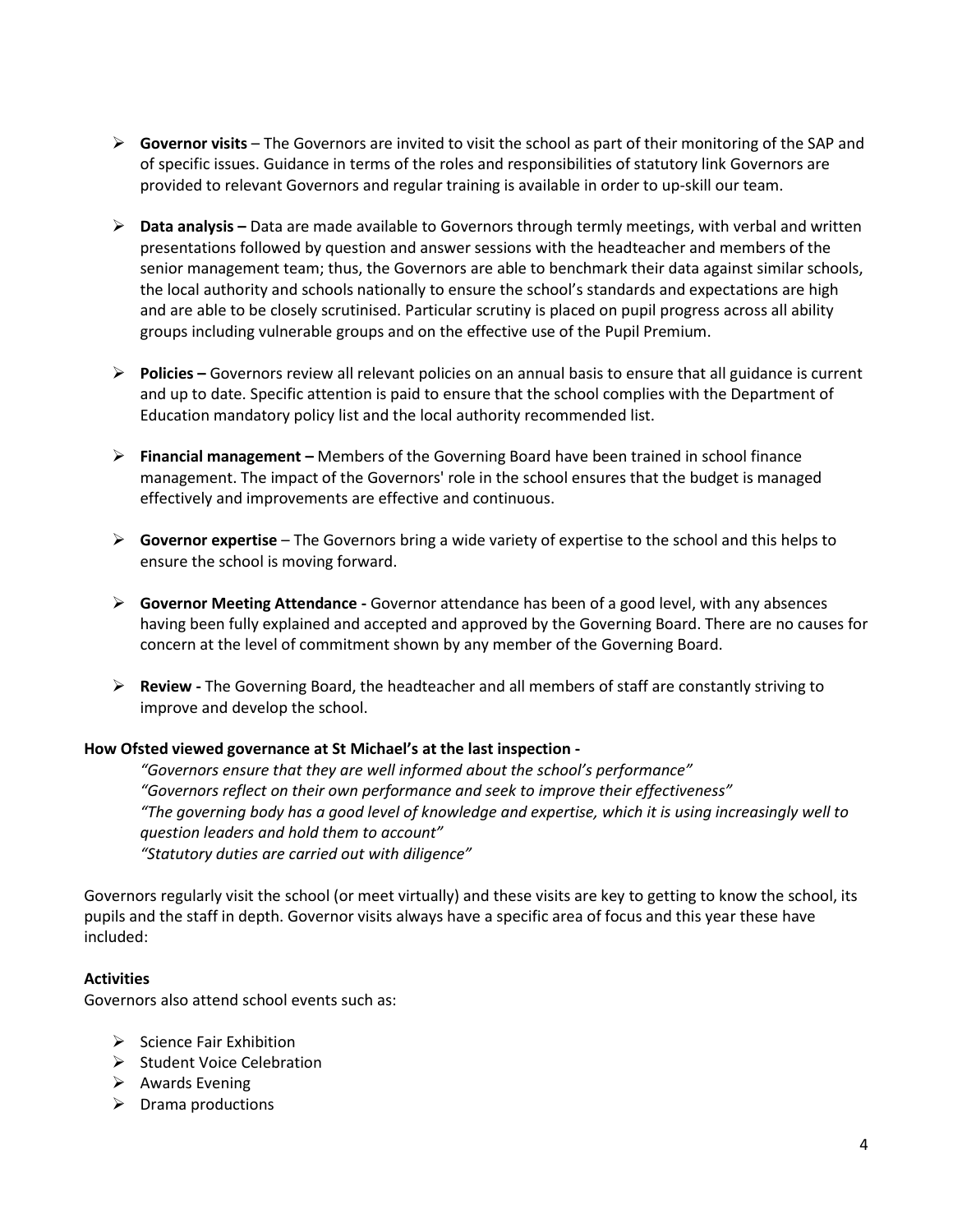- **Governor visits** – The Governors are invited to visit the school as part of their monitoring of the SAP and of specific issues. Guidance in terms of the roles and responsibilities of statutory link Governors are provided to relevant Governors and regular training is available in order to up-skill our team.

- **Data analysis –** Data are made available to Governors through termly meetings, with verbal and written presentations followed by question and answer sessions with the headteacher and members of the senior management team; thus, the Governors are able to benchmark their data against similar schools, the local authority and schools nationally to ensure the school's standards and expectations are high and are able to be closely scrutinised. Particular scrutiny is placed on pupil progress across all ability groups including vulnerable groups and on the effective use of the Pupil Premium.

- **Policies –** Governors review all relevant policies on an annual basis to ensure that all guidance is current and up to date. Specific attention is paid to ensure that the school complies with the Department of Education mandatory policy list and the local authority recommended list.

- **Financial management –** Members of the Governing Board have been trained in school finance management. The impact of the Governors' role in the school ensures that the budget is managed effectively and improvements are effective and continuous.

- **Governor expertise** – The Governors bring a wide variety of expertise to the school and this helps to ensure the school is moving forward.

- **Governor Meeting Attendance -** Governor attendance has been of a good level, with any absences having been fully explained and accepted and approved by the Governing Board. There are no causes for concern at the level of commitment shown by any member of the Governing Board.

- **Review -** The Governing Board, the headteacher and all members of staff are constantly striving to improve and develop the school.

**How Ofsted viewed governance at St Michael's at the last inspection -**

*"Governors ensure that they are well informed about the school's performance"*
*"Governors reflect on their own performance and seek to improve their effectiveness"*
*"The governing body has a good level of knowledge and expertise, which it is using increasingly well to question leaders and hold them to account"*
*"Statutory duties are carried out with diligence"*

Governors regularly visit the school (or meet virtually) and these visits are key to getting to know the school, its pupils and the staff in depth. Governor visits always have a specific area of focus and this year these have included:

**Activities**

Governors also attend school events such as:

- Science Fair Exhibition
- Student Voice Celebration
- Awards Evening
- Drama productions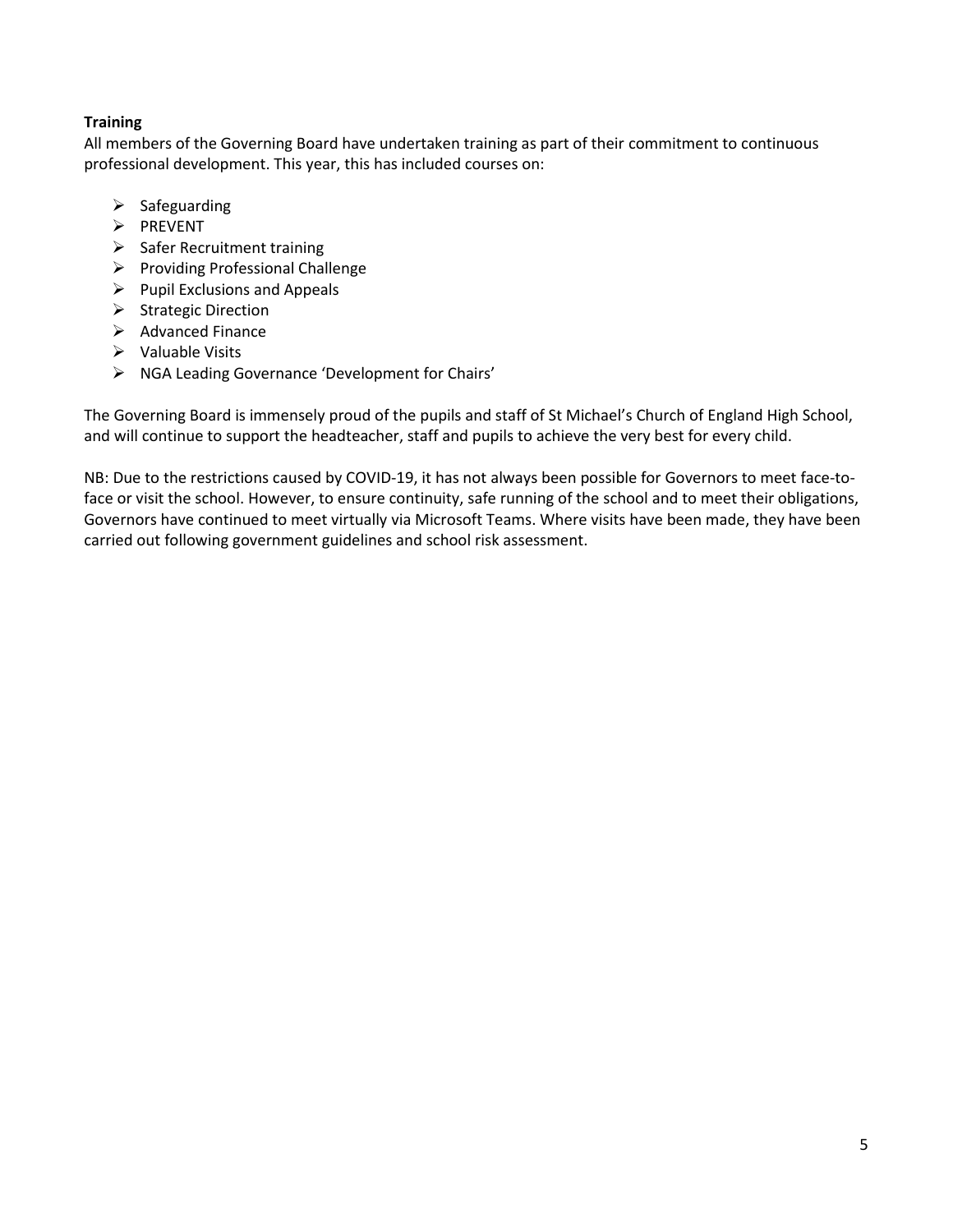**Training**

All members of the Governing Board have undertaken training as part of their commitment to continuous professional development. This year, this has included courses on:

- Safeguarding
- PREVENT
- Safer Recruitment training
- Providing Professional Challenge
- Pupil Exclusions and Appeals
- Strategic Direction
- Advanced Finance
- Valuable Visits
- NGA Leading Governance 'Development for Chairs'

The Governing Board is immensely proud of the pupils and staff of St Michael's Church of England High School, and will continue to support the headteacher, staff and pupils to achieve the very best for every child.

NB: Due to the restrictions caused by COVID-19, it has not always been possible for Governors to meet face-to-face or visit the school. However, to ensure continuity, safe running of the school and to meet their obligations, Governors have continued to meet virtually via Microsoft Teams. Where visits have been made, they have been carried out following government guidelines and school risk assessment.